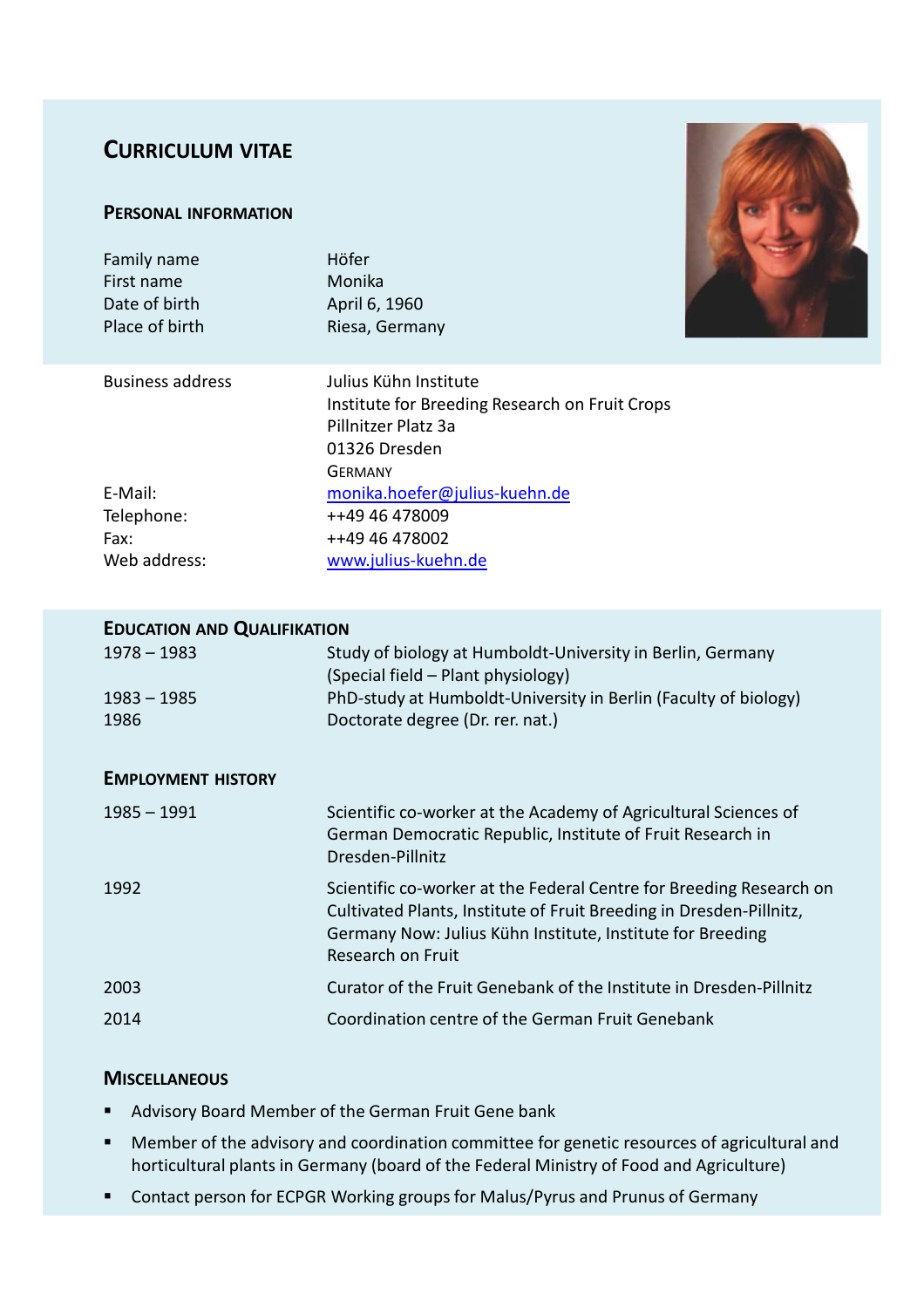# Curriculum Vitae

## Personal Information

| | |
|---|---|
| Family name | Höfer |
| First name | Monika |
| Date of birth | April 6, 1960 |
| Place of birth | Riesa, Germany |

| | |
|---|---|
| Business address | Julius Kühn Institute<br>Institute for Breeding Research on Fruit Crops<br>Pillnitzer Platz 3a<br>01326 Dresden<br>Germany |
| E-Mail: | monika.hoefer@julius-kuehn.de |
| Telephone: | ++49 46 478009 |
| Fax: | ++49 46 478002 |
| Web address: | www.julius-kuehn.de |

## Education and Qualifikation

| | |
|---|---|
| 1978 – 1983 | Study of biology at Humboldt-University in Berlin, Germany (Special field – Plant physiology) |
| 1983 – 1985 | PhD-study at Humboldt-University in Berlin (Faculty of biology) |
| 1986 | Doctorate degree (Dr. rer. nat.) |

## Employment History

| | |
|---|---|
| 1985 – 1991 | Scientific co-worker at the Academy of Agricultural Sciences of German Democratic Republic, Institute of Fruit Research in Dresden-Pillnitz |
| 1992 | Scientific co-worker at the Federal Centre for Breeding Research on Cultivated Plants, Institute of Fruit Breeding in Dresden-Pillnitz, Germany Now: Julius Kühn Institute, Institute for Breeding Research on Fruit |
| 2003 | Curator of the Fruit Genebank of the Institute in Dresden-Pillnitz |
| 2014 | Coordination centre of the German Fruit Genebank |

## Miscellaneous

- Advisory Board Member of the German Fruit Gene bank
- Member of the advisory and coordination committee for genetic resources of agricultural and horticultural plants in Germany (board of the Federal Ministry of Food and Agriculture)
- Contact person for ECPGR Working groups for Malus/Pyrus and Prunus of Germany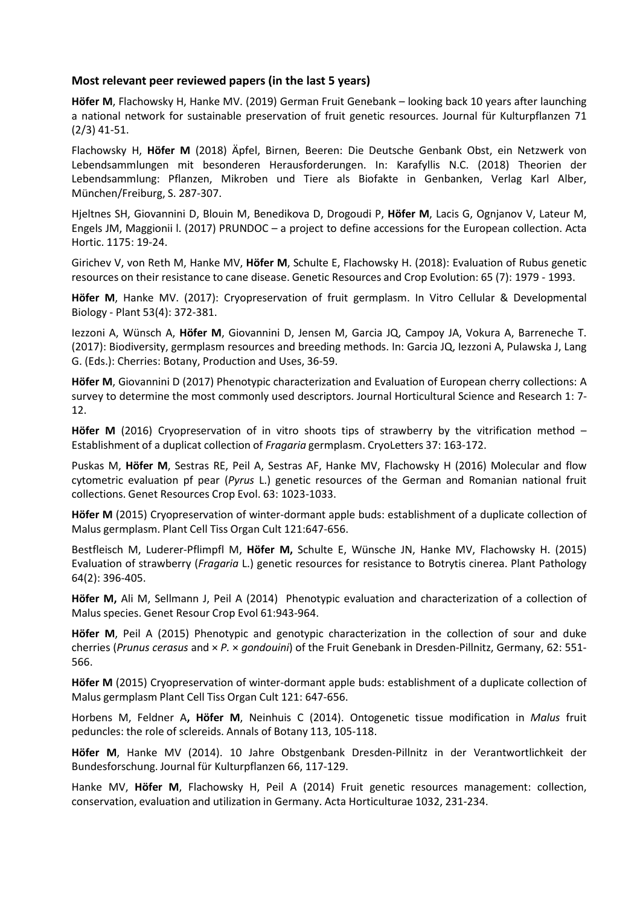### Most relevant peer reviewed papers (in the last 5 years)

**Höfer M**, Flachowsky H, Hanke MV. (2019) German Fruit Genebank – looking back 10 years after launching a national network for sustainable preservation of fruit genetic resources. Journal für Kulturpflanzen 71 (2/3) 41-51.

Flachowsky H, **Höfer M** (2018) Äpfel, Birnen, Beeren: Die Deutsche Genbank Obst, ein Netzwerk von Lebendsammlungen mit besonderen Herausforderungen. In: Karafyllis N.C. (2018) Theorien der Lebendsammlung: Pflanzen, Mikroben und Tiere als Biofakte in Genbanken, Verlag Karl Alber, München/Freiburg, S. 287-307.

Hjeltnes SH, Giovannini D, Blouin M, Benedikova D, Drogoudi P, **Höfer M**, Lacis G, Ognjanov V, Lateur M, Engels JM, Maggionii l. (2017) PRUNDOC – a project to define accessions for the European collection. Acta Hortic. 1175: 19-24.

Girichev V, von Reth M, Hanke MV, **Höfer M**, Schulte E, Flachowsky H. (2018): Evaluation of Rubus genetic resources on their resistance to cane disease. Genetic Resources and Crop Evolution: 65 (7): 1979 - 1993.

**Höfer M**, Hanke MV. (2017): Cryopreservation of fruit germplasm. In Vitro Cellular & Developmental Biology - Plant 53(4): 372-381.

Iezzoni A, Wünsch A, **Höfer M**, Giovannini D, Jensen M, Garcia JQ, Campoy JA, Vokura A, Barreneche T. (2017): Biodiversity, germplasm resources and breeding methods. In: Garcia JQ, Iezzoni A, Pulawska J, Lang G. (Eds.): Cherries: Botany, Production and Uses, 36-59.

**Höfer M**, Giovannini D (2017) Phenotypic characterization and Evaluation of European cherry collections: A survey to determine the most commonly used descriptors. Journal Horticultural Science and Research 1: 7-12.

**Höfer M** (2016) Cryopreservation of in vitro shoots tips of strawberry by the vitrification method – Establishment of a duplicat collection of *Fragaria* germplasm. CryoLetters 37: 163-172.

Puskas M, **Höfer M**, Sestras RE, Peil A, Sestras AF, Hanke MV, Flachowsky H (2016) Molecular and flow cytometric evaluation pf pear (*Pyrus* L.) genetic resources of the German and Romanian national fruit collections. Genet Resources Crop Evol. 63: 1023-1033.

**Höfer M** (2015) Cryopreservation of winter-dormant apple buds: establishment of a duplicate collection of Malus germplasm. Plant Cell Tiss Organ Cult 121:647-656.

Bestfleisch M, Luderer-Pflimpfl M, **Höfer M,** Schulte E, Wünsche JN, Hanke MV, Flachowsky H. (2015) Evaluation of strawberry (*Fragaria* L.) genetic resources for resistance to Botrytis cinerea. Plant Pathology 64(2): 396-405.

**Höfer M,** Ali M, Sellmann J, Peil A (2014) Phenotypic evaluation and characterization of a collection of Malus species. Genet Resour Crop Evol 61:943-964.

**Höfer M**, Peil A (2015) Phenotypic and genotypic characterization in the collection of sour and duke cherries (*Prunus cerasus* and × *P.* × *gondouini*) of the Fruit Genebank in Dresden-Pillnitz, Germany, 62: 551-566.

**Höfer M** (2015) Cryopreservation of winter-dormant apple buds: establishment of a duplicate collection of Malus germplasm Plant Cell Tiss Organ Cult 121: 647-656.

Horbens M, Feldner A**, Höfer M**, Neinhuis C (2014). Ontogenetic tissue modification in *Malus* fruit peduncles: the role of sclereids. Annals of Botany 113, 105-118.

**Höfer M**, Hanke MV (2014). 10 Jahre Obstgenbank Dresden-Pillnitz in der Verantwortlichkeit der Bundesforschung. Journal für Kulturpflanzen 66, 117-129.

Hanke MV, **Höfer M**, Flachowsky H, Peil A (2014) Fruit genetic resources management: collection, conservation, evaluation and utilization in Germany. Acta Horticulturae 1032, 231-234.